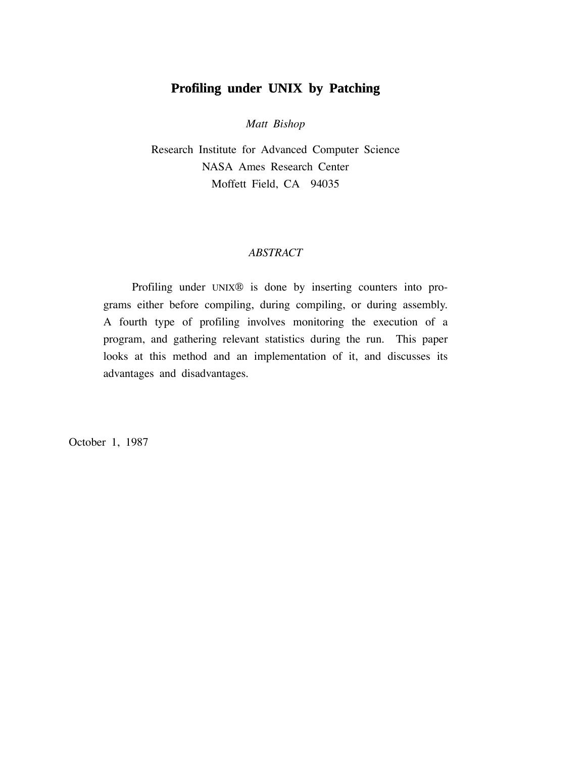# Profiling under UNIX by Patching

*Matt Bishop*

Research Institute for Advanced Computer Science
NASA Ames Research Center
Moffett Field, CA 94035

*ABSTRACT*

Profiling under UNIX® is done by inserting counters into programs either before compiling, during compiling, or during assembly. A fourth type of profiling involves monitoring the execution of a program, and gathering relevant statistics during the run. This paper looks at this method and an implementation of it, and discusses its advantages and disadvantages.

October 1, 1987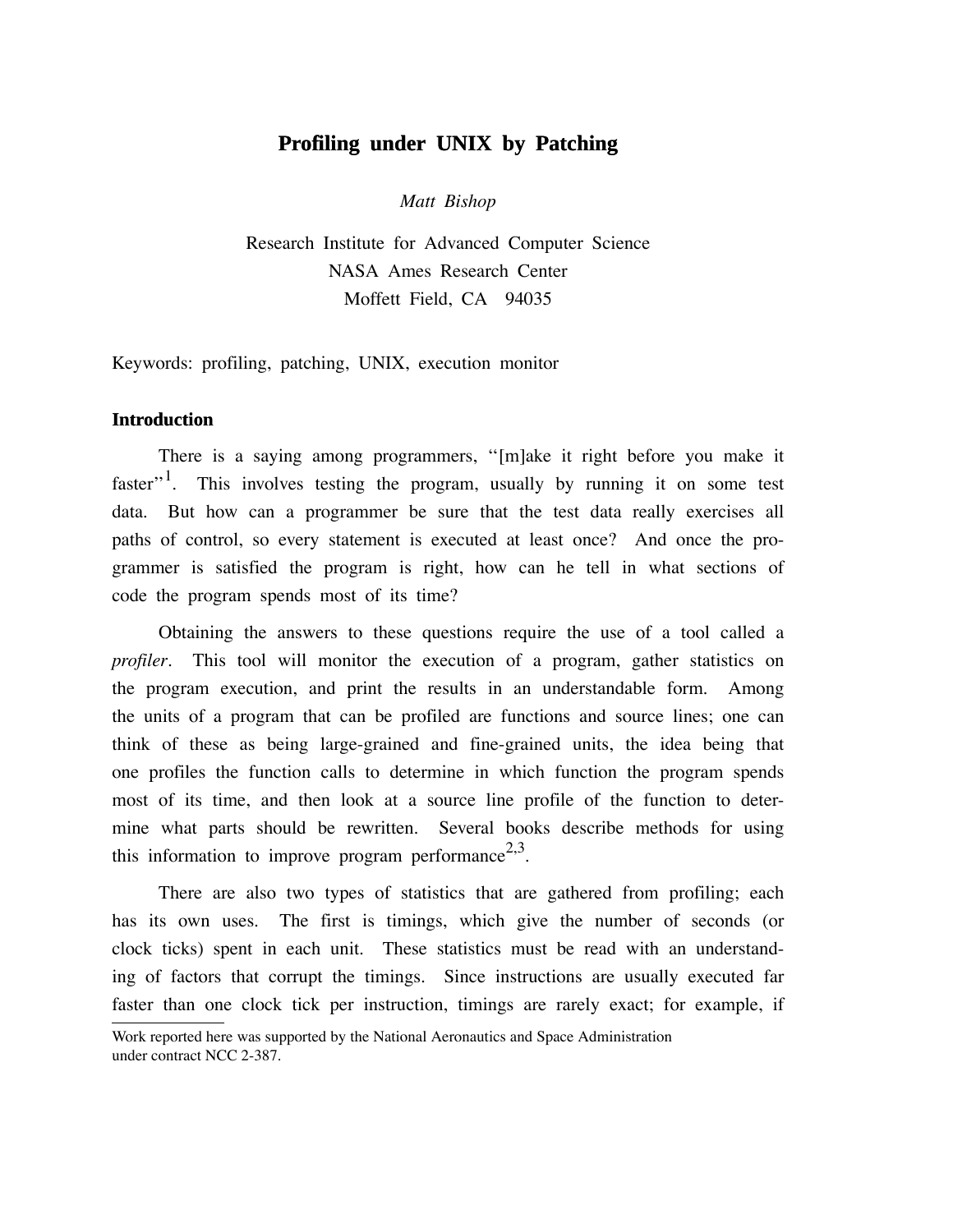# Profiling under UNIX by Patching

*Matt Bishop*

Research Institute for Advanced Computer Science
NASA Ames Research Center
Moffett Field, CA 94035

Keywords: profiling, patching, UNIX, execution monitor

## Introduction

There is a saying among programmers, ''[m]ake it right before you make it faster''[1]. This involves testing the program, usually by running it on some test data. But how can a programmer be sure that the test data really exercises all paths of control, so every statement is executed at least once? And once the programmer is satisfied the program is right, how can he tell in what sections of code the program spends most of its time?

Obtaining the answers to these questions require the use of a tool called a *profiler*. This tool will monitor the execution of a program, gather statistics on the program execution, and print the results in an understandable form. Among the units of a program that can be profiled are functions and source lines; one can think of these as being large-grained and fine-grained units, the idea being that one profiles the function calls to determine in which function the program spends most of its time, and then look at a source line profile of the function to determine what parts should be rewritten. Several books describe methods for using this information to improve program performance[2,3].

There are also two types of statistics that are gathered from profiling; each has its own uses. The first is timings, which give the number of seconds (or clock ticks) spent in each unit. These statistics must be read with an understanding of factors that corrupt the timings. Since instructions are usually executed far faster than one clock tick per instruction, timings are rarely exact; for example, if

Work reported here was supported by the National Aeronautics and Space Administration under contract NCC 2-387.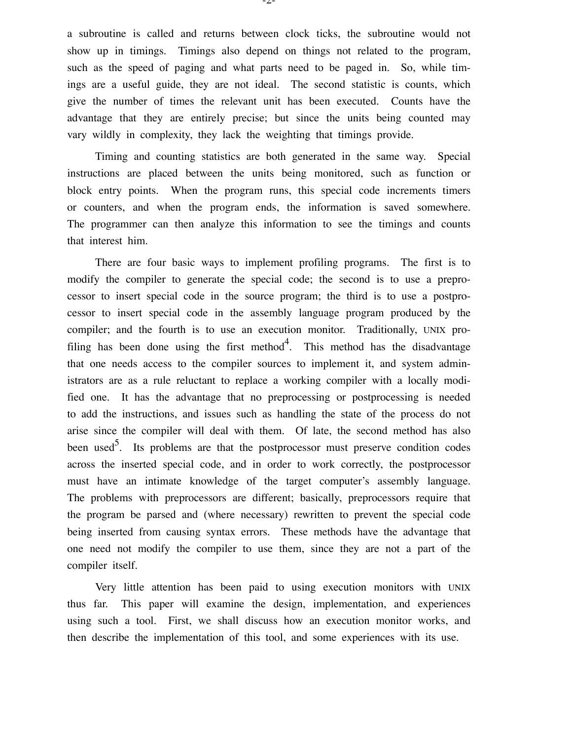a subroutine is called and returns between clock ticks, the subroutine would not show up in timings. Timings also depend on things not related to the program, such as the speed of paging and what parts need to be paged in. So, while timings are a useful guide, they are not ideal. The second statistic is counts, which give the number of times the relevant unit has been executed. Counts have the advantage that they are entirely precise; but since the units being counted may vary wildly in complexity, they lack the weighting that timings provide.

Timing and counting statistics are both generated in the same way. Special instructions are placed between the units being monitored, such as function or block entry points. When the program runs, this special code increments timers or counters, and when the program ends, the information is saved somewhere. The programmer can then analyze this information to see the timings and counts that interest him.

There are four basic ways to implement profiling programs. The first is to modify the compiler to generate the special code; the second is to use a preprocessor to insert special code in the source program; the third is to use a postprocessor to insert special code in the assembly language program produced by the compiler; and the fourth is to use an execution monitor. Traditionally, UNIX profiling has been done using the first method[4]. This method has the disadvantage that one needs access to the compiler sources to implement it, and system administrators are as a rule reluctant to replace a working compiler with a locally modified one. It has the advantage that no preprocessing or postprocessing is needed to add the instructions, and issues such as handling the state of the process do not arise since the compiler will deal with them. Of late, the second method has also been used[5]. Its problems are that the postprocessor must preserve condition codes across the inserted special code, and in order to work correctly, the postprocessor must have an intimate knowledge of the target computer's assembly language. The problems with preprocessors are different; basically, preprocessors require that the program be parsed and (where necessary) rewritten to prevent the special code being inserted from causing syntax errors. These methods have the advantage that one need not modify the compiler to use them, since they are not a part of the compiler itself.

Very little attention has been paid to using execution monitors with UNIX thus far. This paper will examine the design, implementation, and experiences using such a tool. First, we shall discuss how an execution monitor works, and then describe the implementation of this tool, and some experiences with its use.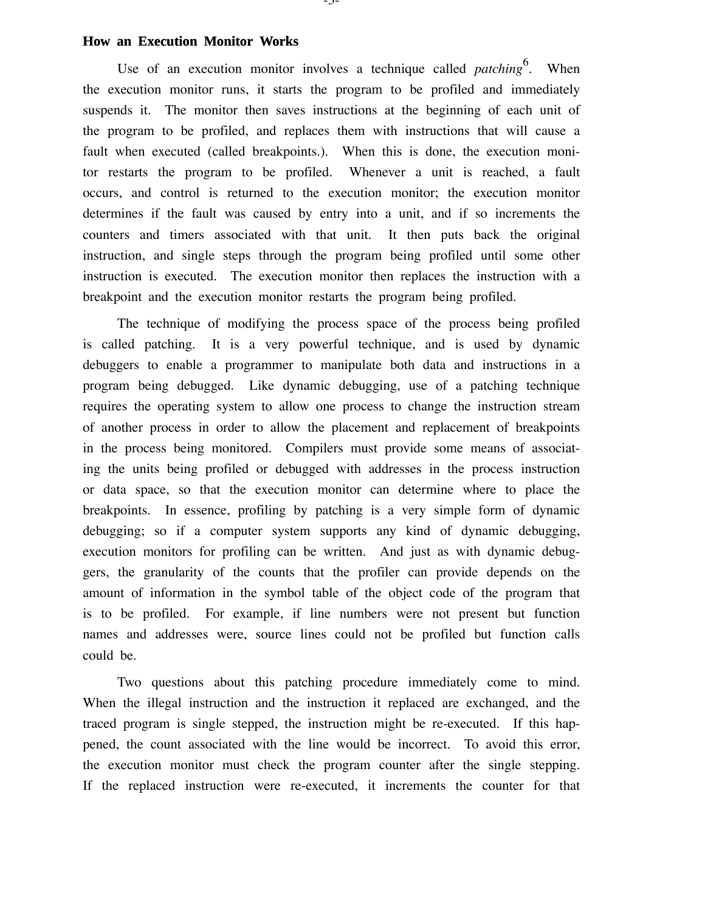## How an Execution Monitor Works

Use of an execution monitor involves a technique called *patching*[6]. When the execution monitor runs, it starts the program to be profiled and immediately suspends it. The monitor then saves instructions at the beginning of each unit of the program to be profiled, and replaces them with instructions that will cause a fault when executed (called breakpoints.). When this is done, the execution monitor restarts the program to be profiled. Whenever a unit is reached, a fault occurs, and control is returned to the execution monitor; the execution monitor determines if the fault was caused by entry into a unit, and if so increments the counters and timers associated with that unit. It then puts back the original instruction, and single steps through the program being profiled until some other instruction is executed. The execution monitor then replaces the instruction with a breakpoint and the execution monitor restarts the program being profiled.

The technique of modifying the process space of the process being profiled is called patching. It is a very powerful technique, and is used by dynamic debuggers to enable a programmer to manipulate both data and instructions in a program being debugged. Like dynamic debugging, use of a patching technique requires the operating system to allow one process to change the instruction stream of another process in order to allow the placement and replacement of breakpoints in the process being monitored. Compilers must provide some means of associating the units being profiled or debugged with addresses in the process instruction or data space, so that the execution monitor can determine where to place the breakpoints. In essence, profiling by patching is a very simple form of dynamic debugging; so if a computer system supports any kind of dynamic debugging, execution monitors for profiling can be written. And just as with dynamic debuggers, the granularity of the counts that the profiler can provide depends on the amount of information in the symbol table of the object code of the program that is to be profiled. For example, if line numbers were not present but function names and addresses were, source lines could not be profiled but function calls could be.

Two questions about this patching procedure immediately come to mind. When the illegal instruction and the instruction it replaced are exchanged, and the traced program is single stepped, the instruction might be re-executed. If this happened, the count associated with the line would be incorrect. To avoid this error, the execution monitor must check the program counter after the single stepping. If the replaced instruction were re-executed, it increments the counter for that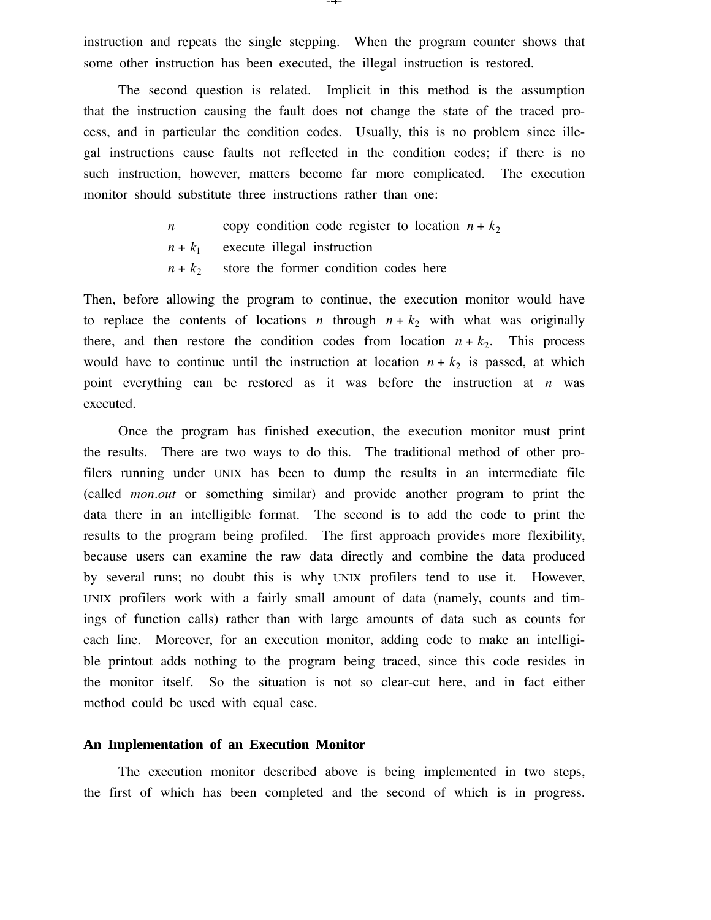instruction and repeats the single stepping. When the program counter shows that some other instruction has been executed, the illegal instruction is restored.

The second question is related. Implicit in this method is the assumption that the instruction causing the fault does not change the state of the traced process, and in particular the condition codes. Usually, this is no problem since illegal instructions cause faults not reflected in the condition codes; if there is no such instruction, however, matters become far more complicated. The execution monitor should substitute three instructions rather than one:

| | |
|---|---|
| $n$ | copy condition code register to location $n + k_2$ |
| $n + k_1$ | execute illegal instruction |
| $n + k_2$ | store the former condition codes here |

Then, before allowing the program to continue, the execution monitor would have to replace the contents of locations $n$ through $n + k_2$ with what was originally there, and then restore the condition codes from location $n + k_2$. This process would have to continue until the instruction at location $n + k_2$ is passed, at which point everything can be restored as it was before the instruction at $n$ was executed.

Once the program has finished execution, the execution monitor must print the results. There are two ways to do this. The traditional method of other profilers running under UNIX has been to dump the results in an intermediate file (called *mon.out* or something similar) and provide another program to print the data there in an intelligible format. The second is to add the code to print the results to the program being profiled. The first approach provides more flexibility, because users can examine the raw data directly and combine the data produced by several runs; no doubt this is why UNIX profilers tend to use it. However, UNIX profilers work with a fairly small amount of data (namely, counts and timings of function calls) rather than with large amounts of data such as counts for each line. Moreover, for an execution monitor, adding code to make an intelligible printout adds nothing to the program being traced, since this code resides in the monitor itself. So the situation is not so clear-cut here, and in fact either method could be used with equal ease.

**An Implementation of an Execution Monitor**

The execution monitor described above is being implemented in two steps, the first of which has been completed and the second of which is in progress.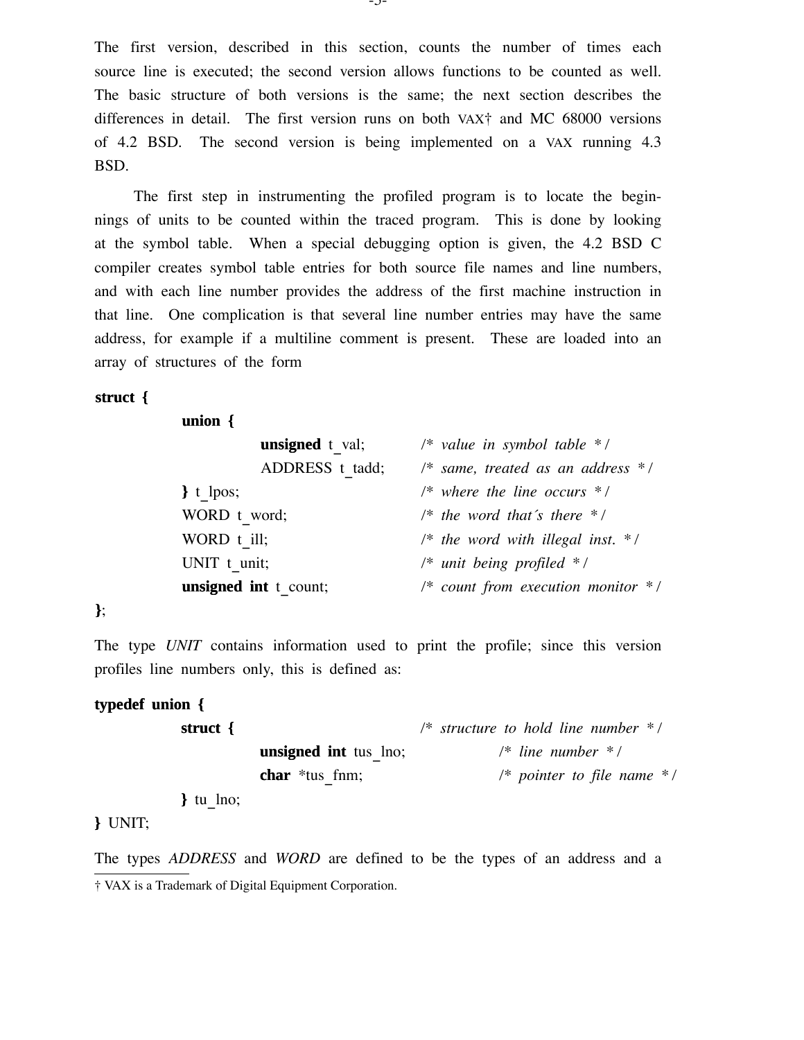The first version, described in this section, counts the number of times each source line is executed; the second version allows functions to be counted as well. The basic structure of both versions is the same; the next section describes the differences in detail. The first version runs on both VAX† and MC 68000 versions of 4.2 BSD. The second version is being implemented on a VAX running 4.3 BSD.

The first step in instrumenting the profiled program is to locate the beginnings of units to be counted within the traced program. This is done by looking at the symbol table. When a special debugging option is given, the 4.2 BSD C compiler creates symbol table entries for both source file names and line numbers, and with each line number provides the address of the first machine instruction in that line. One complication is that several line number entries may have the same address, for example if a multiline comment is present. These are loaded into an array of structures of the form

```
struct {
        union {
                unsigned t_val;         /* value in symbol table */
                ADDRESS t_tadd;         /* same, treated as an address */
        } t_lpos;                       /* where the line occurs */
        WORD t_word;                    /* the word that´s there */
        WORD t_ill;                     /* the word with illegal inst. */
        UNIT t_unit;                    /* unit being profiled */
        unsigned int t_count;           /* count from execution monitor */
};
```

The type *UNIT* contains information used to print the profile; since this version profiles line numbers only, this is defined as:

```
typedef union {
        struct {                        /* structure to hold line number */
                unsigned int tus_lno;           /* line number */
                char *tus_fnm;                  /* pointer to file name */
        } tu_lno;
} UNIT;
```

The types *ADDRESS* and *WORD* are defined to be the types of an address and a

† VAX is a Trademark of Digital Equipment Corporation.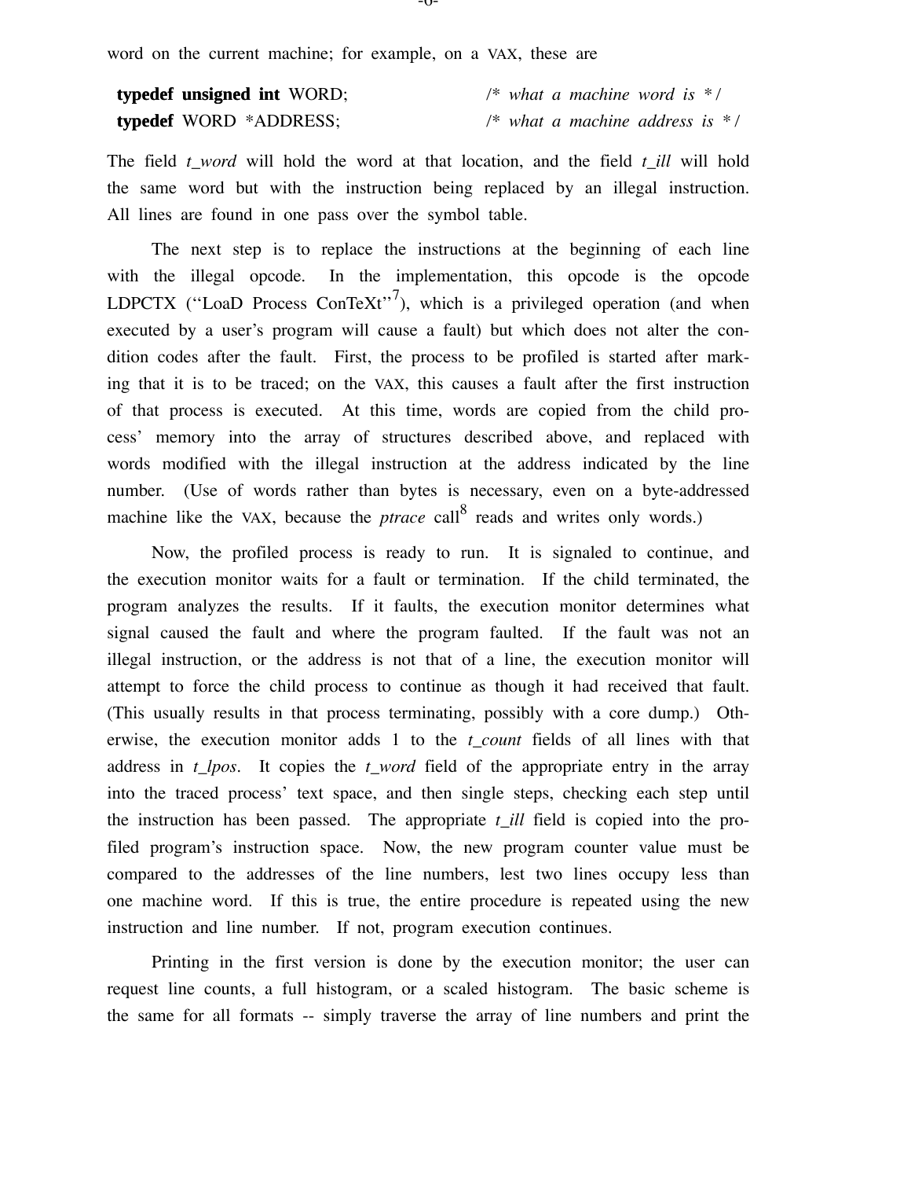word on the current machine; for example, on a VAX, these are

```
typedef unsigned int WORD;          /* what a machine word is */
typedef WORD *ADDRESS;              /* what a machine address is */
```

The field *t_word* will hold the word at that location, and the field *t_ill* will hold the same word but with the instruction being replaced by an illegal instruction. All lines are found in one pass over the symbol table.

The next step is to replace the instructions at the beginning of each line with the illegal opcode. In the implementation, this opcode is the opcode LDPCTX (''LoaD Process ConTeXt''[7]), which is a privileged operation (and when executed by a user's program will cause a fault) but which does not alter the condition codes after the fault. First, the process to be profiled is started after marking that it is to be traced; on the VAX, this causes a fault after the first instruction of that process is executed. At this time, words are copied from the child process' memory into the array of structures described above, and replaced with words modified with the illegal instruction at the address indicated by the line number. (Use of words rather than bytes is necessary, even on a byte-addressed machine like the VAX, because the *ptrace* call[8] reads and writes only words.)

Now, the profiled process is ready to run. It is signaled to continue, and the execution monitor waits for a fault or termination. If the child terminated, the program analyzes the results. If it faults, the execution monitor determines what signal caused the fault and where the program faulted. If the fault was not an illegal instruction, or the address is not that of a line, the execution monitor will attempt to force the child process to continue as though it had received that fault. (This usually results in that process terminating, possibly with a core dump.) Otherwise, the execution monitor adds 1 to the *t_count* fields of all lines with that address in *t_lpos*. It copies the *t_word* field of the appropriate entry in the array into the traced process' text space, and then single steps, checking each step until the instruction has been passed. The appropriate *t_ill* field is copied into the profiled program's instruction space. Now, the new program counter value must be compared to the addresses of the line numbers, lest two lines occupy less than one machine word. If this is true, the entire procedure is repeated using the new instruction and line number. If not, program execution continues.

Printing in the first version is done by the execution monitor; the user can request line counts, a full histogram, or a scaled histogram. The basic scheme is the same for all formats -- simply traverse the array of line numbers and print the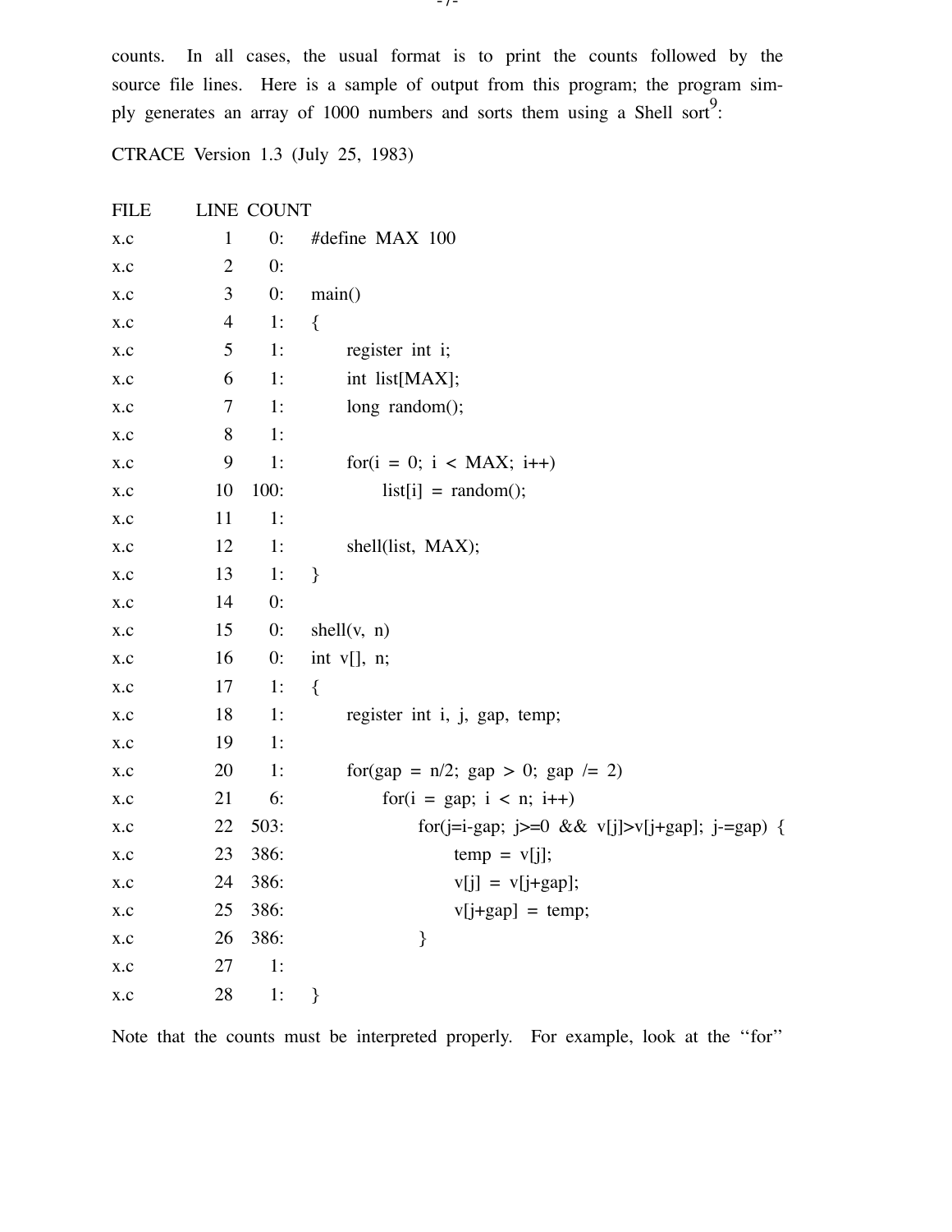counts. In all cases, the usual format is to print the counts followed by the source file lines. Here is a sample of output from this program; the program simply generates an array of 1000 numbers and sorts them using a Shell sort[9]:

```
CTRACE Version 1.3 (July 25, 1983)

FILE     LINE  COUNT
x.c         1     0:   #define MAX 100
x.c         2     0:
x.c         3     0:   main()
x.c         4     1:   {
x.c         5     1:           register int i;
x.c         6     1:           int list[MAX];
x.c         7     1:           long random();
x.c         8     1:
x.c         9     1:           for(i = 0; i < MAX; i++)
x.c        10   100:                   list[i] = random();
x.c        11     1:
x.c        12     1:           shell(list, MAX);
x.c        13     1:   }
x.c        14     0:
x.c        15     0:   shell(v, n)
x.c        16     0:   int v[], n;
x.c        17     1:   {
x.c        18     1:           register int i, j, gap, temp;
x.c        19     1:
x.c        20     1:           for(gap = n/2; gap > 0; gap /= 2)
x.c        21     6:                   for(i = gap; i < n; i++)
x.c        22   503:                           for(j=i-gap; j>=0 && v[j]>v[j+gap]; j-=gap) {
x.c        23   386:                                   temp = v[j];
x.c        24   386:                                   v[j] = v[j+gap];
x.c        25   386:                                   v[j+gap] = temp;
x.c        26   386:                           }
x.c        27     1:
x.c        28     1:   }
```

Note that the counts must be interpreted properly. For example, look at the ''for''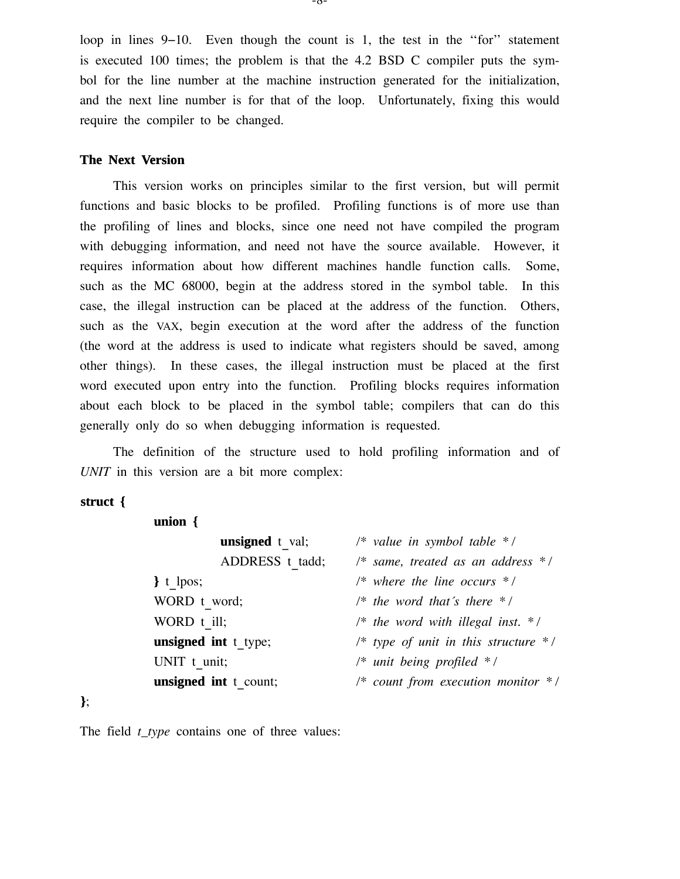loop in lines 9–10. Even though the count is 1, the test in the "for" statement is executed 100 times; the problem is that the 4.2 BSD C compiler puts the symbol for the line number at the machine instruction generated for the initialization, and the next line number is for that of the loop. Unfortunately, fixing this would require the compiler to be changed.

### The Next Version

This version works on principles similar to the first version, but will permit functions and basic blocks to be profiled. Profiling functions is of more use than the profiling of lines and blocks, since one need not have compiled the program with debugging information, and need not have the source available. However, it requires information about how different machines handle function calls. Some, such as the MC 68000, begin at the address stored in the symbol table. In this case, the illegal instruction can be placed at the address of the function. Others, such as the VAX, begin execution at the word after the address of the function (the word at the address is used to indicate what registers should be saved, among other things). In these cases, the illegal instruction must be placed at the first word executed upon entry into the function. Profiling blocks requires information about each block to be placed in the symbol table; compilers that can do this generally only do so when debugging information is requested.

The definition of the structure used to hold profiling information and of *UNIT* in this version are a bit more complex:

```
struct {
        union {
                unsigned t_val;         /* value in symbol table */
                ADDRESS t_tadd;         /* same, treated as an address */
        } t_lpos;                       /* where the line occurs */
        WORD t_word;                    /* the word that´s there */
        WORD t_ill;                     /* the word with illegal inst. */
        unsigned int t_type;            /* type of unit in this structure */
        UNIT t_unit;                    /* unit being profiled */
        unsigned int t_count;           /* count from execution monitor */
};
```

The field *t_type* contains one of three values: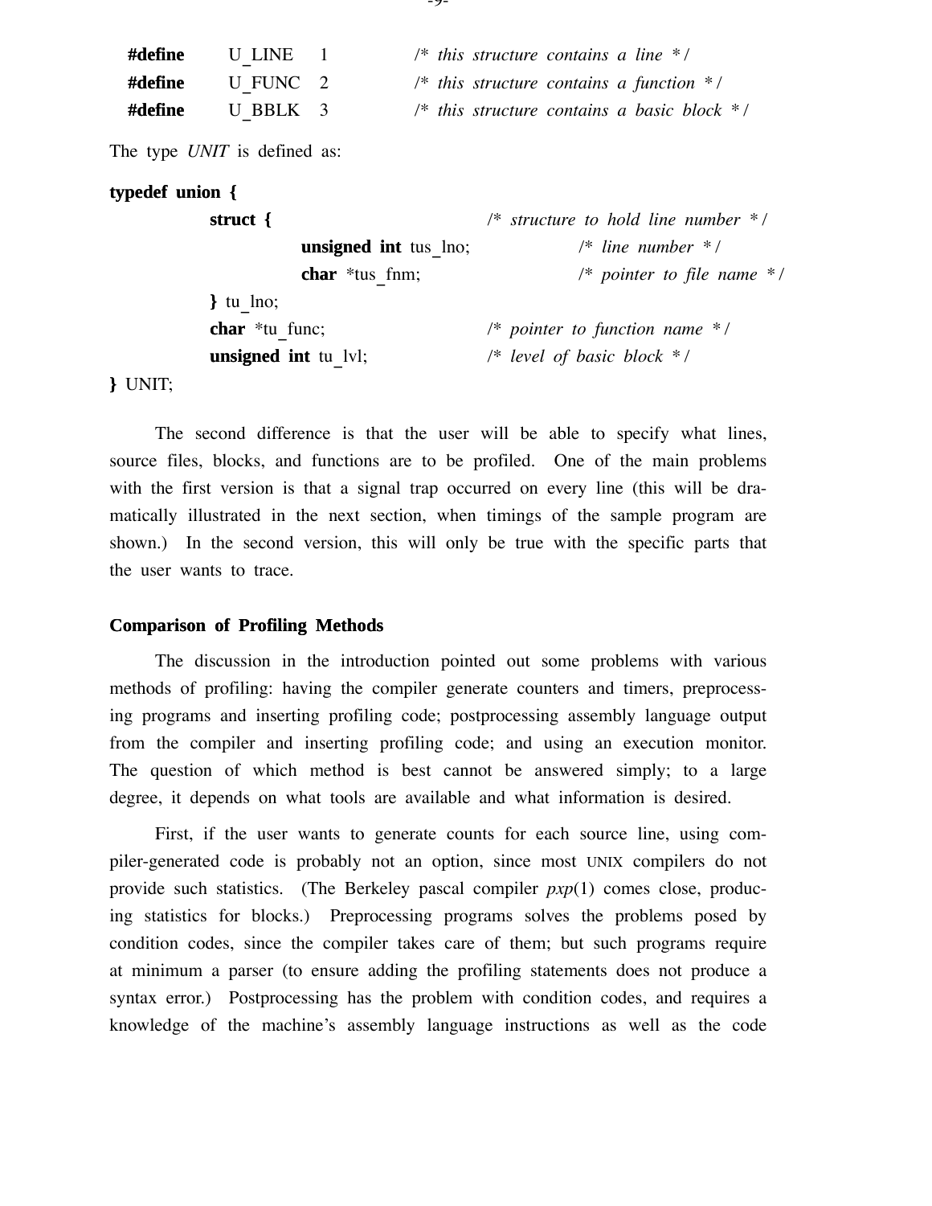```
#define     U_LINE    1        /* this structure contains a line */
#define     U_FUNC    2        /* this structure contains a function */
#define     U_BBLK    3        /* this structure contains a basic block */
```

The type *UNIT* is defined as:

```
typedef union {
        struct {                              /* structure to hold line number */
                unsigned int tus_lno;             /* line number */
                char *tus_fnm;                    /* pointer to file name */
        } tu_lno;
        char *tu_func;                        /* pointer to function name */
        unsigned int tu_lvl;                  /* level of basic block */
} UNIT;
```

The second difference is that the user will be able to specify what lines, source files, blocks, and functions are to be profiled. One of the main problems with the first version is that a signal trap occurred on every line (this will be dramatically illustrated in the next section, when timings of the sample program are shown.) In the second version, this will only be true with the specific parts that the user wants to trace.

### Comparison of Profiling Methods

The discussion in the introduction pointed out some problems with various methods of profiling: having the compiler generate counters and timers, preprocessing programs and inserting profiling code; postprocessing assembly language output from the compiler and inserting profiling code; and using an execution monitor. The question of which method is best cannot be answered simply; to a large degree, it depends on what tools are available and what information is desired.

First, if the user wants to generate counts for each source line, using compiler-generated code is probably not an option, since most UNIX compilers do not provide such statistics. (The Berkeley pascal compiler *pxp*(1) comes close, producing statistics for blocks.) Preprocessing programs solves the problems posed by condition codes, since the compiler takes care of them; but such programs require at minimum a parser (to ensure adding the profiling statements does not produce a syntax error.) Postprocessing has the problem with condition codes, and requires a knowledge of the machine's assembly language instructions as well as the code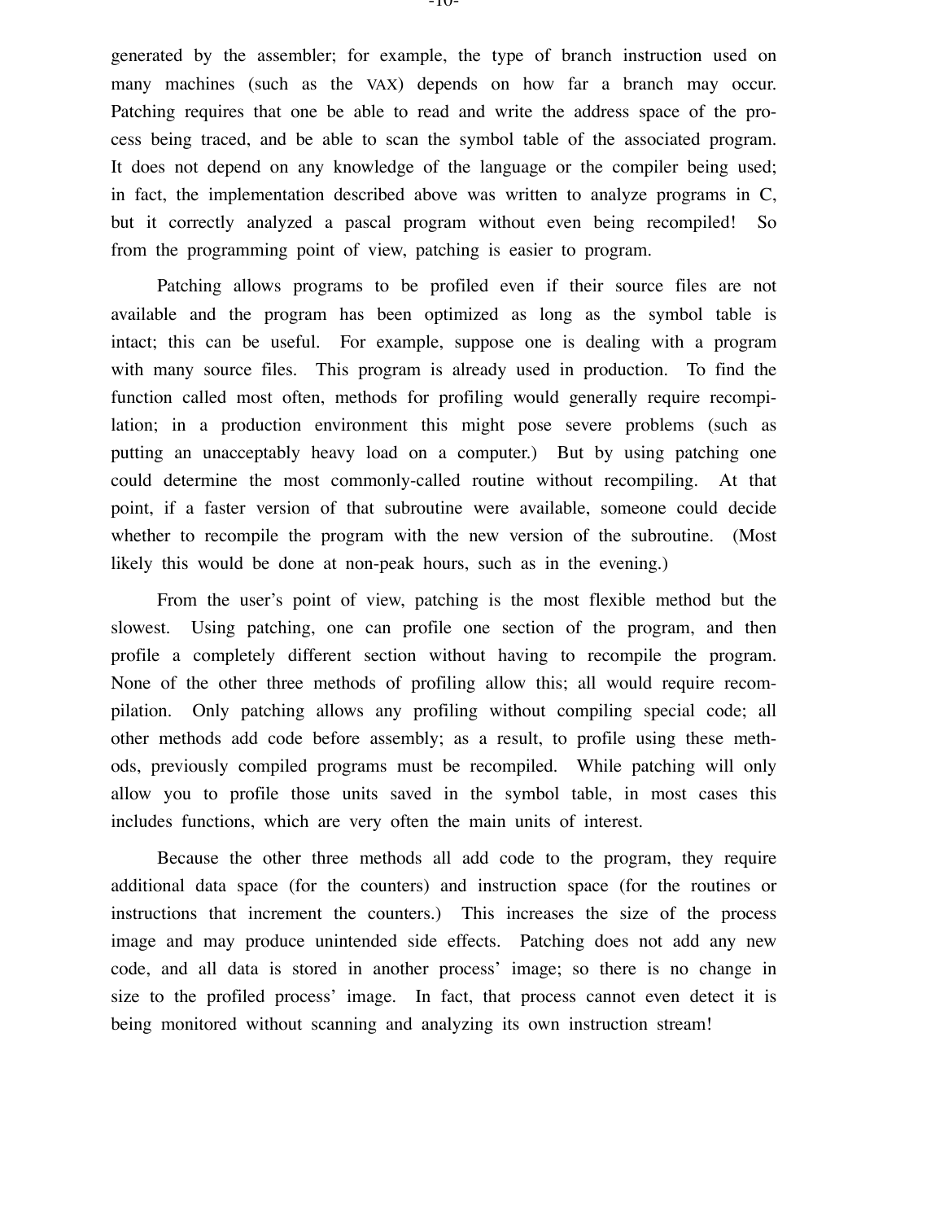generated by the assembler; for example, the type of branch instruction used on many machines (such as the VAX) depends on how far a branch may occur. Patching requires that one be able to read and write the address space of the process being traced, and be able to scan the symbol table of the associated program. It does not depend on any knowledge of the language or the compiler being used; in fact, the implementation described above was written to analyze programs in C, but it correctly analyzed a pascal program without even being recompiled! So from the programming point of view, patching is easier to program.

Patching allows programs to be profiled even if their source files are not available and the program has been optimized as long as the symbol table is intact; this can be useful. For example, suppose one is dealing with a program with many source files. This program is already used in production. To find the function called most often, methods for profiling would generally require recompilation; in a production environment this might pose severe problems (such as putting an unacceptably heavy load on a computer.) But by using patching one could determine the most commonly-called routine without recompiling. At that point, if a faster version of that subroutine were available, someone could decide whether to recompile the program with the new version of the subroutine. (Most likely this would be done at non-peak hours, such as in the evening.)

From the user's point of view, patching is the most flexible method but the slowest. Using patching, one can profile one section of the program, and then profile a completely different section without having to recompile the program. None of the other three methods of profiling allow this; all would require recompilation. Only patching allows any profiling without compiling special code; all other methods add code before assembly; as a result, to profile using these methods, previously compiled programs must be recompiled. While patching will only allow you to profile those units saved in the symbol table, in most cases this includes functions, which are very often the main units of interest.

Because the other three methods all add code to the program, they require additional data space (for the counters) and instruction space (for the routines or instructions that increment the counters.) This increases the size of the process image and may produce unintended side effects. Patching does not add any new code, and all data is stored in another process' image; so there is no change in size to the profiled process' image. In fact, that process cannot even detect it is being monitored without scanning and analyzing its own instruction stream!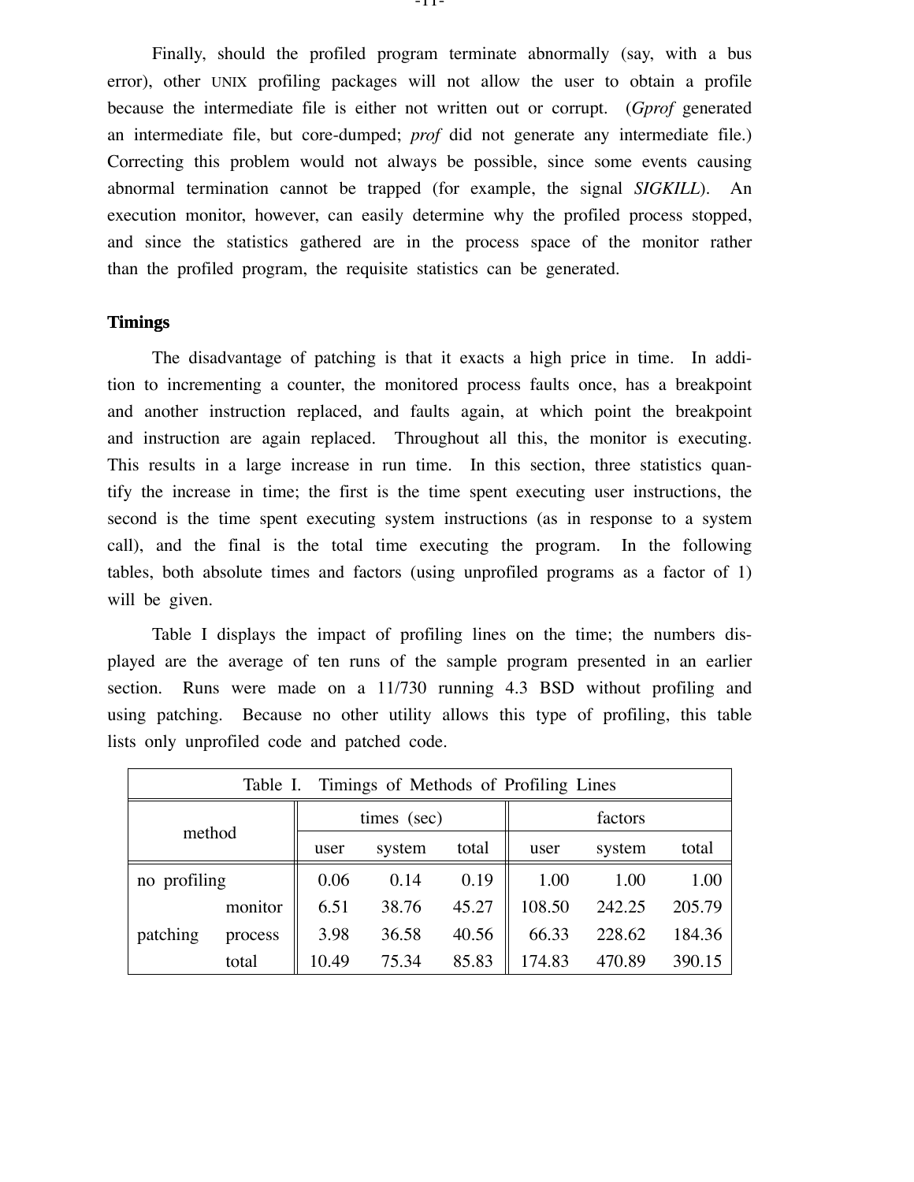Finally, should the profiled program terminate abnormally (say, with a bus error), other UNIX profiling packages will not allow the user to obtain a profile because the intermediate file is either not written out or corrupt. (*Gprof* generated an intermediate file, but core-dumped; *prof* did not generate any intermediate file.) Correcting this problem would not always be possible, since some events causing abnormal termination cannot be trapped (for example, the signal *SIGKILL*). An execution monitor, however, can easily determine why the profiled process stopped, and since the statistics gathered are in the process space of the monitor rather than the profiled program, the requisite statistics can be generated.

### Timings

The disadvantage of patching is that it exacts a high price in time. In addition to incrementing a counter, the monitored process faults once, has a breakpoint and another instruction replaced, and faults again, at which point the breakpoint and instruction are again replaced. Throughout all this, the monitor is executing. This results in a large increase in run time. In this section, three statistics quantify the increase in time; the first is the time spent executing user instructions, the second is the time spent executing system instructions (as in response to a system call), and the final is the total time executing the program. In the following tables, both absolute times and factors (using unprofiled programs as a factor of 1) will be given.

Table I displays the impact of profiling lines on the time; the numbers displayed are the average of ten runs of the sample program presented in an earlier section. Runs were made on a 11/730 running 4.3 BSD without profiling and using patching. Because no other utility allows this type of profiling, this table lists only unprofiled code and patched code.

Table I. Timings of Methods of Profiling Lines

| method | | times (sec) | | | factors | | |
|---|---|---|---|---|---|---|---|
| | | user | system | total | user | system | total |
| no profiling | | 0.06 | 0.14 | 0.19 | 1.00 | 1.00 | 1.00 |
| patching | monitor | 6.51 | 38.76 | 45.27 | 108.50 | 242.25 | 205.79 |
| | process | 3.98 | 36.58 | 40.56 | 66.33 | 228.62 | 184.36 |
| | total | 10.49 | 75.34 | 85.83 | 174.83 | 470.89 | 390.15 |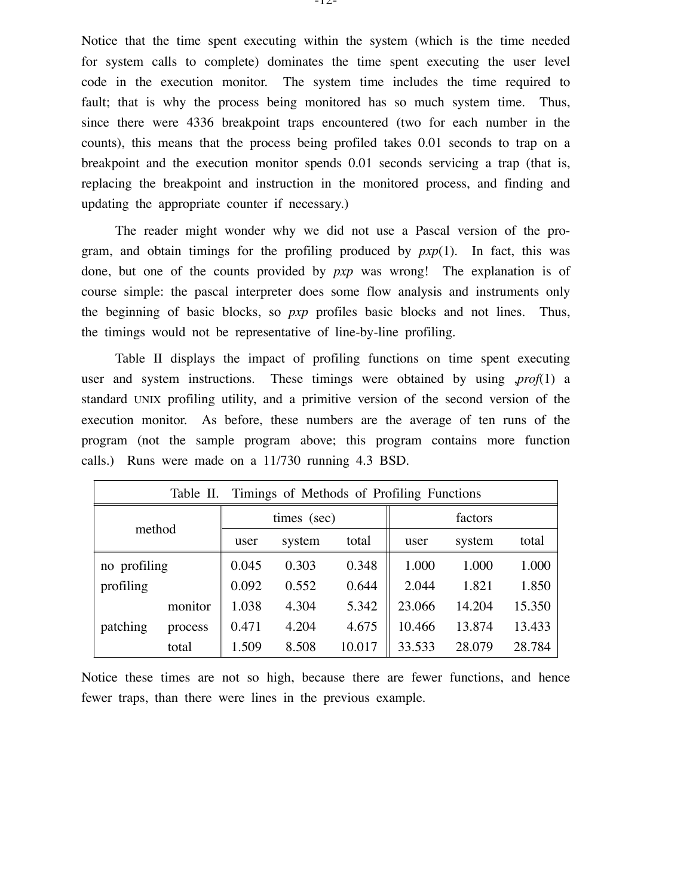Notice that the time spent executing within the system (which is the time needed for system calls to complete) dominates the time spent executing the user level code in the execution monitor. The system time includes the time required to fault; that is why the process being monitored has so much system time. Thus, since there were 4336 breakpoint traps encountered (two for each number in the counts), this means that the process being profiled takes 0.01 seconds to trap on a breakpoint and the execution monitor spends 0.01 seconds servicing a trap (that is, replacing the breakpoint and instruction in the monitored process, and finding and updating the appropriate counter if necessary.)

The reader might wonder why we did not use a Pascal version of the program, and obtain timings for the profiling produced by *pxp*(1). In fact, this was done, but one of the counts provided by *pxp* was wrong! The explanation is of course simple: the pascal interpreter does some flow analysis and instruments only the beginning of basic blocks, so *pxp* profiles basic blocks and not lines. Thus, the timings would not be representative of line-by-line profiling.

Table II displays the impact of profiling functions on time spent executing user and system instructions. These timings were obtained by using ,*prof*(1) a standard UNIX profiling utility, and a primitive version of the second version of the execution monitor. As before, these numbers are the average of ten runs of the program (not the sample program above; this program contains more function calls.) Runs were made on a 11/730 running 4.3 BSD.

Table II. Timings of Methods of Profiling Functions

| method | | times (sec) | | | factors | | |
|---|---|---|---|---|---|---|---|
| | | user | system | total | user | system | total |
| no profiling | | 0.045 | 0.303 | 0.348 | 1.000 | 1.000 | 1.000 |
| profiling | | 0.092 | 0.552 | 0.644 | 2.044 | 1.821 | 1.850 |
| | monitor | 1.038 | 4.304 | 5.342 | 23.066 | 14.204 | 15.350 |
| patching | process | 0.471 | 4.204 | 4.675 | 10.466 | 13.874 | 13.433 |
| | total | 1.509 | 8.508 | 10.017 | 33.533 | 28.079 | 28.784 |

Notice these times are not so high, because there are fewer functions, and hence fewer traps, than there were lines in the previous example.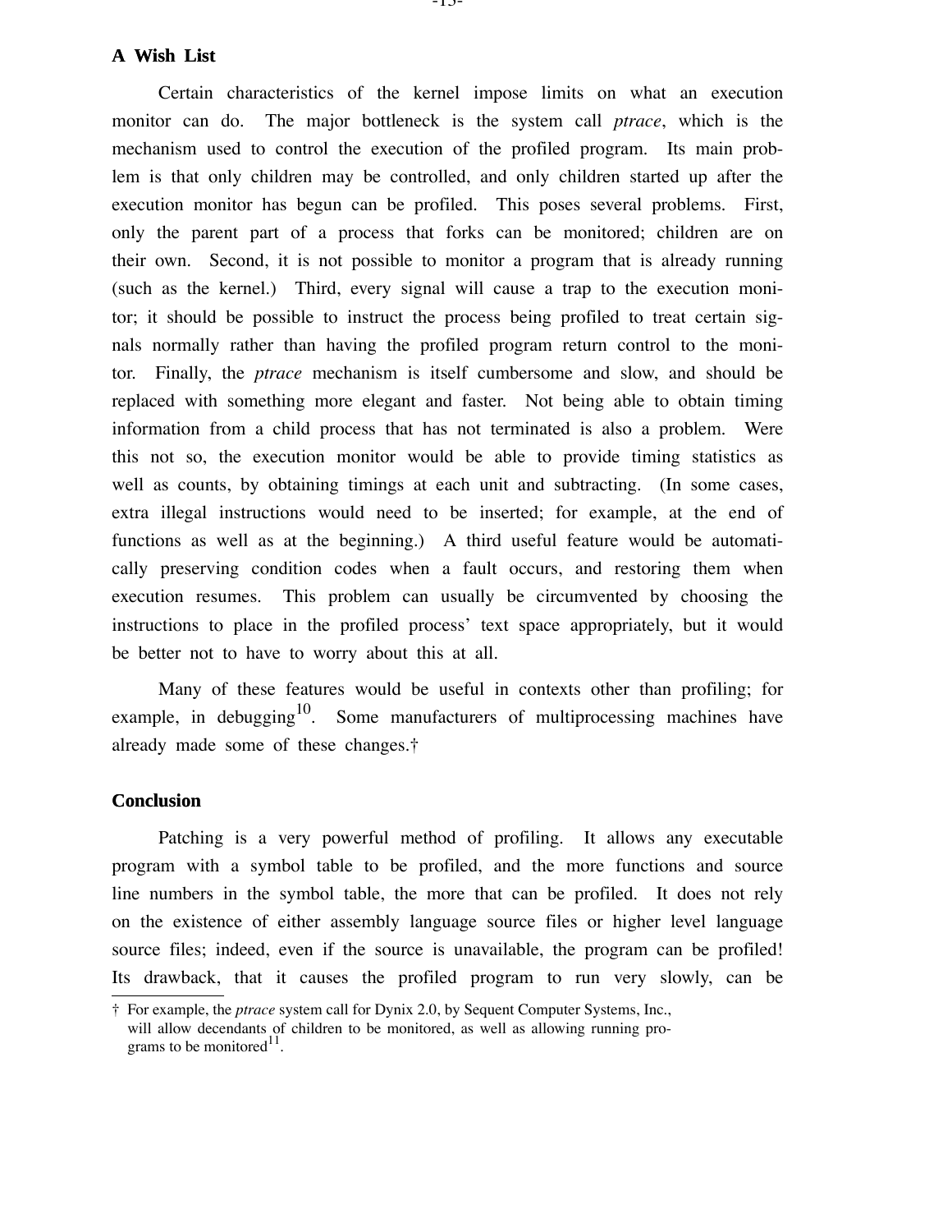## A Wish List

Certain characteristics of the kernel impose limits on what an execution monitor can do. The major bottleneck is the system call *ptrace*, which is the mechanism used to control the execution of the profiled program. Its main problem is that only children may be controlled, and only children started up after the execution monitor has begun can be profiled. This poses several problems. First, only the parent part of a process that forks can be monitored; children are on their own. Second, it is not possible to monitor a program that is already running (such as the kernel.) Third, every signal will cause a trap to the execution monitor; it should be possible to instruct the process being profiled to treat certain signals normally rather than having the profiled program return control to the monitor. Finally, the *ptrace* mechanism is itself cumbersome and slow, and should be replaced with something more elegant and faster. Not being able to obtain timing information from a child process that has not terminated is also a problem. Were this not so, the execution monitor would be able to provide timing statistics as well as counts, by obtaining timings at each unit and subtracting. (In some cases, extra illegal instructions would need to be inserted; for example, at the end of functions as well as at the beginning.) A third useful feature would be automatically preserving condition codes when a fault occurs, and restoring them when execution resumes. This problem can usually be circumvented by choosing the instructions to place in the profiled process' text space appropriately, but it would be better not to have to worry about this at all.

Many of these features would be useful in contexts other than profiling; for example, in debugging[10]. Some manufacturers of multiprocessing machines have already made some of these changes.†

## Conclusion

Patching is a very powerful method of profiling. It allows any executable program with a symbol table to be profiled, and the more functions and source line numbers in the symbol table, the more that can be profiled. It does not rely on the existence of either assembly language source files or higher level language source files; indeed, even if the source is unavailable, the program can be profiled! Its drawback, that it causes the profiled program to run very slowly, can be

† For example, the *ptrace* system call for Dynix 2.0, by Sequent Computer Systems, Inc., will allow decendants of children to be monitored, as well as allowing running programs to be monitored[11].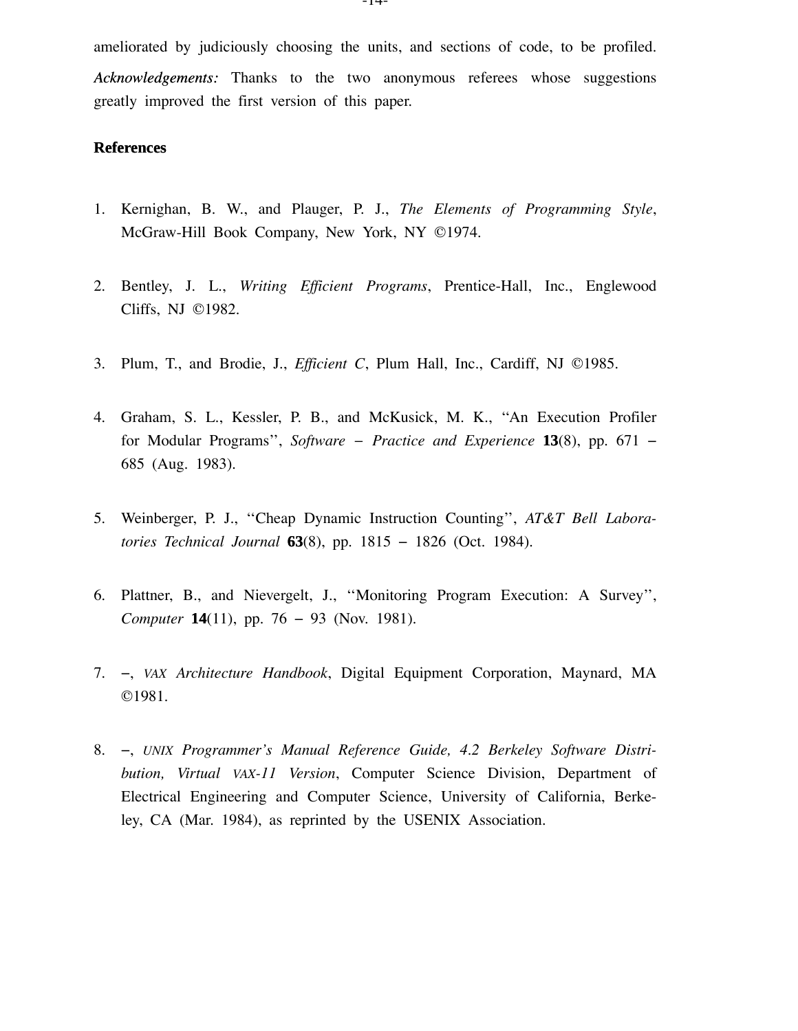ameliorated by judiciously choosing the units, and sections of code, to be profiled.

*Acknowledgements:* Thanks to the two anonymous referees whose suggestions greatly improved the first version of this paper.

**References**

1. Kernighan, B. W., and Plauger, P. J., *The Elements of Programming Style*, McGraw-Hill Book Company, New York, NY ©1974.

2. Bentley, J. L., *Writing Efficient Programs*, Prentice-Hall, Inc., Englewood Cliffs, NJ ©1982.

3. Plum, T., and Brodie, J., *Efficient C*, Plum Hall, Inc., Cardiff, NJ ©1985.

4. Graham, S. L., Kessler, P. B., and McKusick, M. K., ''An Execution Profiler for Modular Programs'', *Software − Practice and Experience* **13**(8), pp. 671 − 685 (Aug. 1983).

5. Weinberger, P. J., ''Cheap Dynamic Instruction Counting'', *AT&T Bell Laboratories Technical Journal* **63**(8), pp. 1815 − 1826 (Oct. 1984).

6. Plattner, B., and Nievergelt, J., ''Monitoring Program Execution: A Survey'', *Computer* **14**(11), pp. 76 − 93 (Nov. 1981).

7. −, *VAX Architecture Handbook*, Digital Equipment Corporation, Maynard, MA ©1981.

8. −, *UNIX Programmer's Manual Reference Guide, 4.2 Berkeley Software Distribution, Virtual VAX-11 Version*, Computer Science Division, Department of Electrical Engineering and Computer Science, University of California, Berkeley, CA (Mar. 1984), as reprinted by the USENIX Association.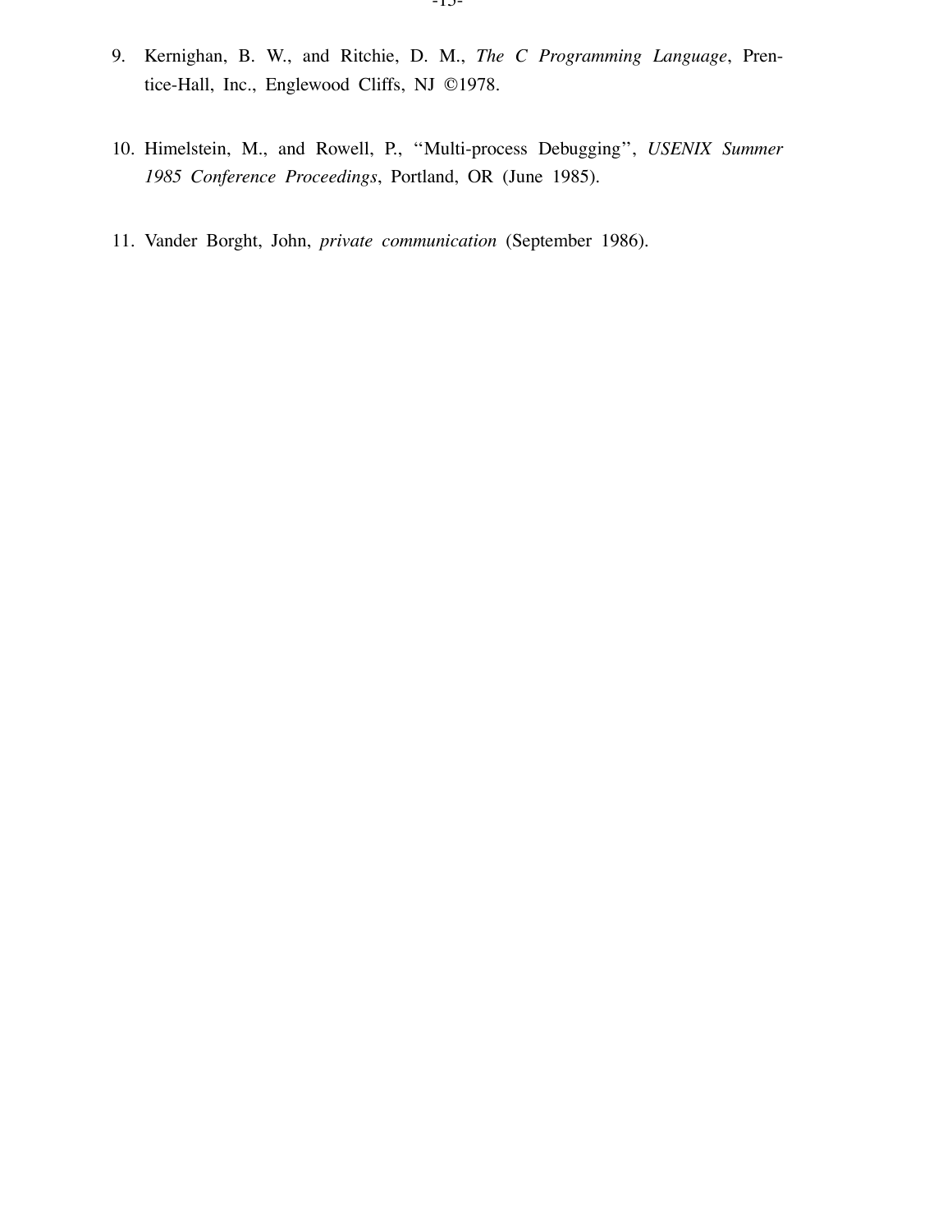9. Kernighan, B. W., and Ritchie, D. M., *The C Programming Language*, Prentice-Hall, Inc., Englewood Cliffs, NJ ©1978.

10. Himelstein, M., and Rowell, P., ''Multi-process Debugging'', *USENIX Summer 1985 Conference Proceedings*, Portland, OR (June 1985).

11. Vander Borght, John, *private communication* (September 1986).